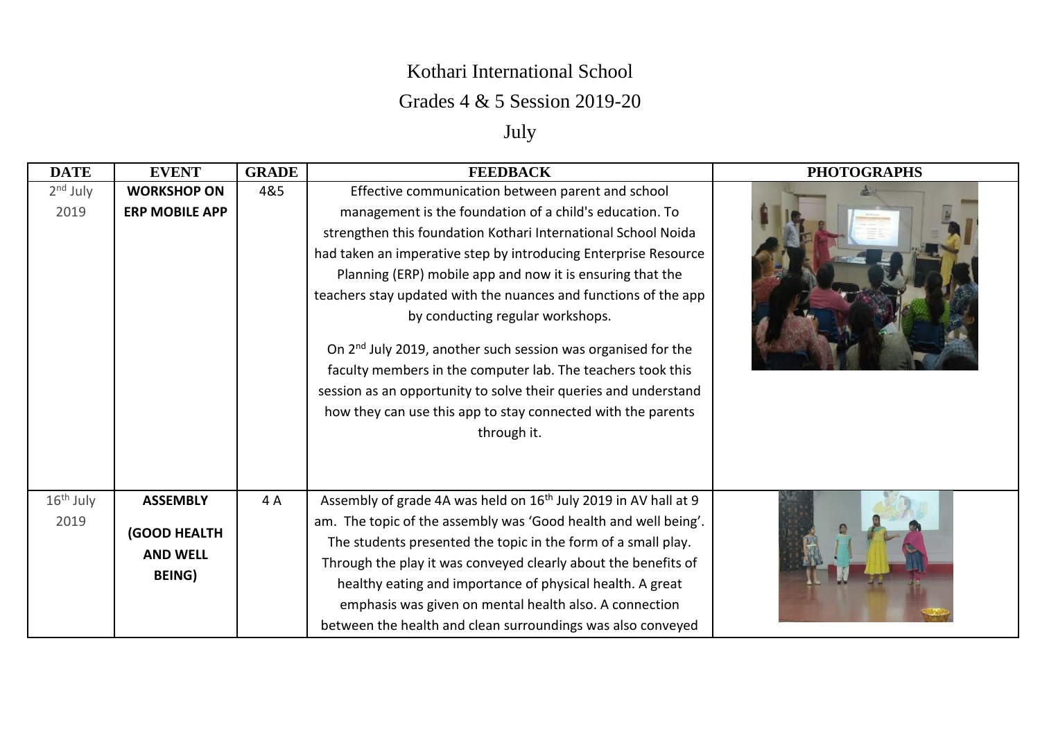# Kothari International School

## Grades 4 & 5 Session 2019-20

## July

| DATE | EVENT | GRADE | FEEDBACK | PHOTOGRAPHS |
|---|---|---|---|---|
| 2nd July 2019 | **WORKSHOP ON ERP MOBILE APP** | 4&5 | Effective communication between parent and school management is the foundation of a child's education. To strengthen this foundation Kothari International School Noida had taken an imperative step by introducing Enterprise Resource Planning (ERP) mobile app and now it is ensuring that the teachers stay updated with the nuances and functions of the app by conducting regular workshops.<br><br>On 2nd July 2019, another such session was organised for the faculty members in the computer lab. The teachers took this session as an opportunity to solve their queries and understand how they can use this app to stay connected with the parents through it. | |
| 16th July 2019 | **ASSEMBLY**<br><br>**(GOOD HEALTH AND WELL BEING)** | 4 A | Assembly of grade 4A was held on 16th July 2019 in AV hall at 9 am. The topic of the assembly was 'Good health and well being'. The students presented the topic in the form of a small play. Through the play it was conveyed clearly about the benefits of healthy eating and importance of physical health. A great emphasis was given on mental health also. A connection between the health and clean surroundings was also conveyed | |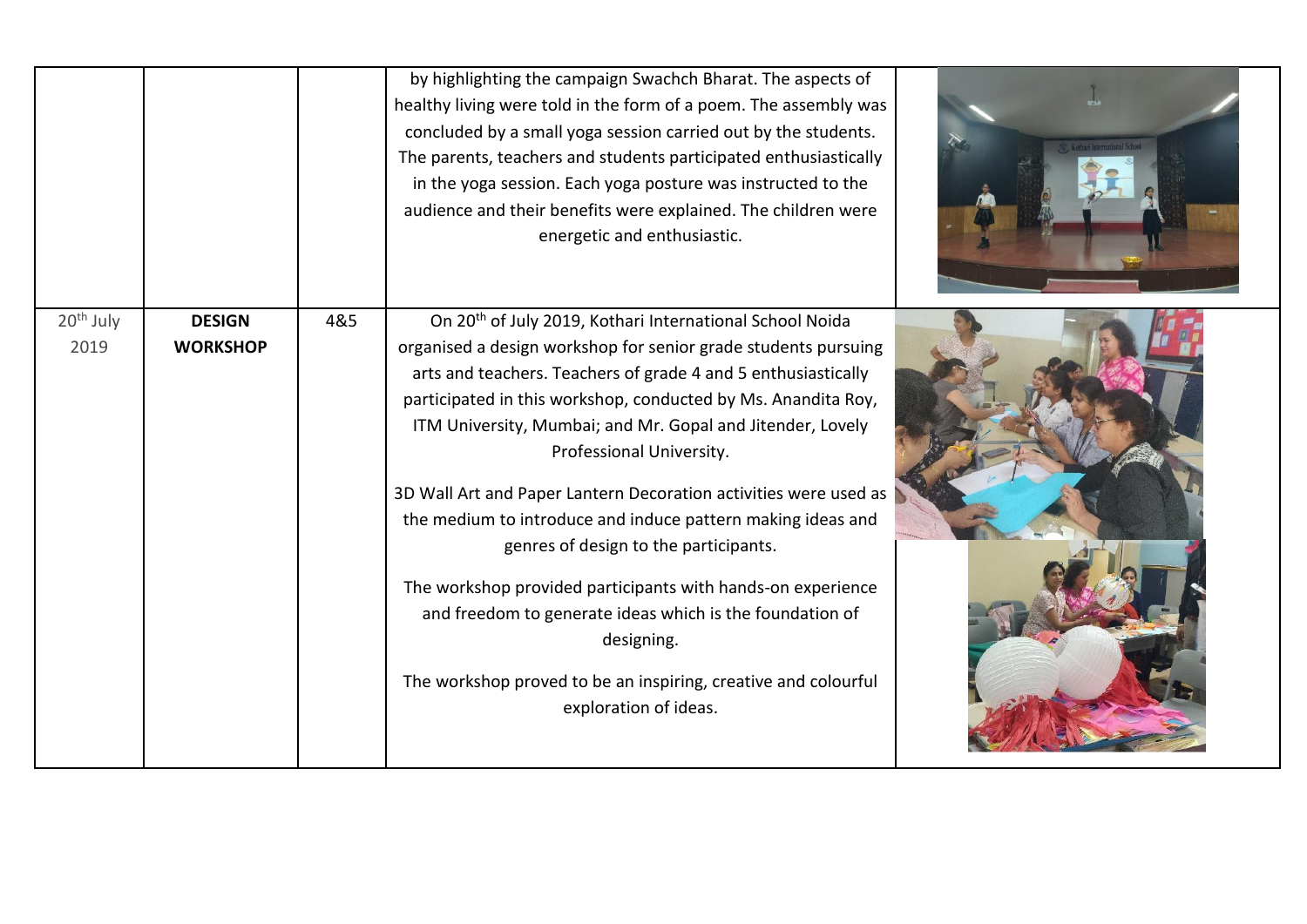| | | | | |
|---|---|---|---|---|
| | | | by highlighting the campaign Swachch Bharat. The aspects of healthy living were told in the form of a poem. The assembly was concluded by a small yoga session carried out by the students. The parents, teachers and students participated enthusiastically in the yoga session. Each yoga posture was instructed to the audience and their benefits were explained. The children were energetic and enthusiastic. | |
| 20th July 2019 | **DESIGN WORKSHOP** | 4&5 | On 20th of July 2019, Kothari International School Noida organised a design workshop for senior grade students pursuing arts and teachers. Teachers of grade 4 and 5 enthusiastically participated in this workshop, conducted by Ms. Anandita Roy, ITM University, Mumbai; and Mr. Gopal and Jitender, Lovely Professional University.<br><br>3D Wall Art and Paper Lantern Decoration activities were used as the medium to introduce and induce pattern making ideas and genres of design to the participants.<br><br>The workshop provided participants with hands-on experience and freedom to generate ideas which is the foundation of designing.<br><br>The workshop proved to be an inspiring, creative and colourful exploration of ideas. | |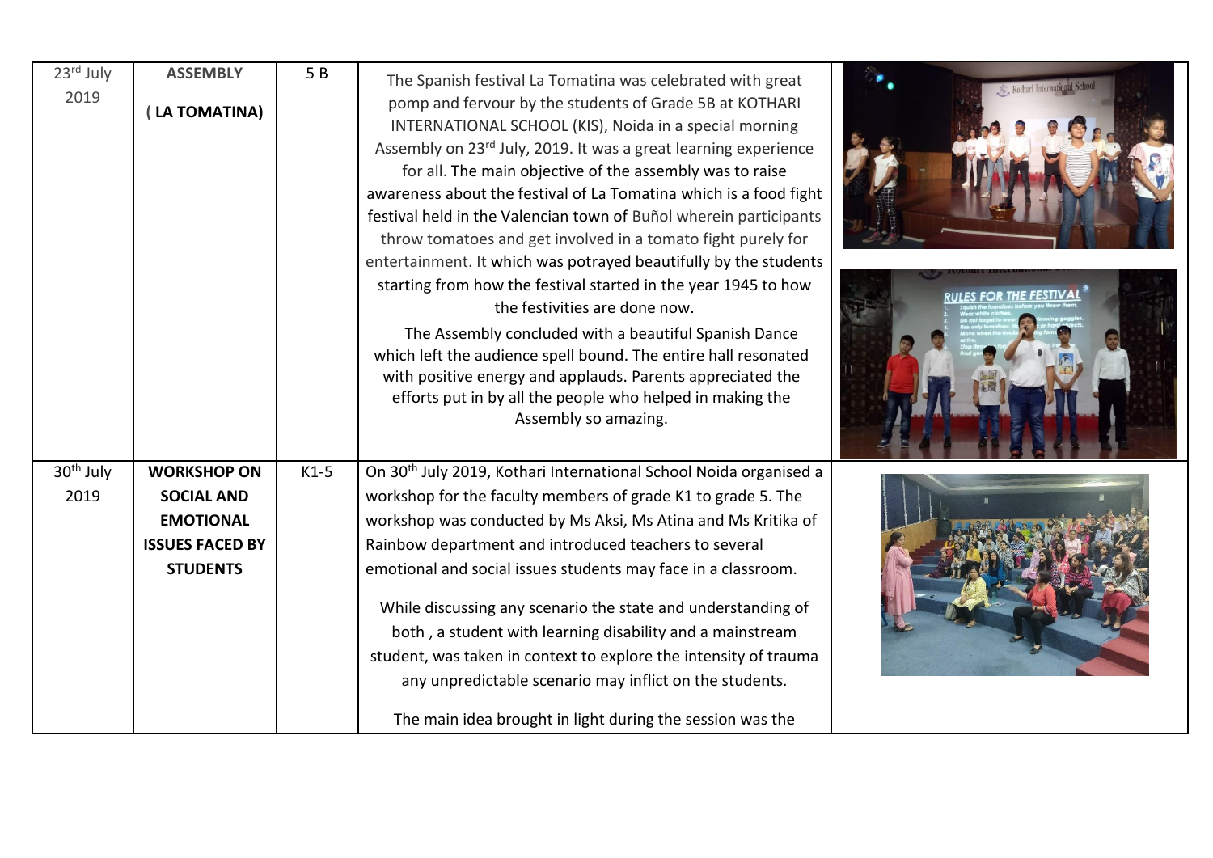| 23rd July 2019 | **ASSEMBLY** **( LA TOMATINA)** | 5 B | The Spanish festival La Tomatina was celebrated with great pomp and fervour by the students of Grade 5B at KOTHARI INTERNATIONAL SCHOOL (KIS), Noida in a special morning Assembly on 23rd July, 2019. It was a great learning experience for all. The main objective of the assembly was to raise awareness about the festival of La Tomatina which is a food fight festival held in the Valencian town of Buñol wherein participants throw tomatoes and get involved in a tomato fight purely for entertainment. It which was potrayed beautifully by the students starting from how the festival started in the year 1945 to how the festivities are done now.<br><br>The Assembly concluded with a beautiful Spanish Dance which left the audience spell bound. The entire hall resonated with positive energy and applauds. Parents appreciated the efforts put in by all the people who helped in making the Assembly so amazing. | |
|---|---|---|---|---|
| 30th July 2019 | **WORKSHOP ON SOCIAL AND EMOTIONAL ISSUES FACED BY STUDENTS** | K1-5 | On 30th July 2019, Kothari International School Noida organised a workshop for the faculty members of grade K1 to grade 5. The workshop was conducted by Ms Aksi, Ms Atina and Ms Kritika of Rainbow department and introduced teachers to several emotional and social issues students may face in a classroom.<br><br>While discussing any scenario the state and understanding of both , a student with learning disability and a mainstream student, was taken in context to explore the intensity of trauma any unpredictable scenario may inflict on the students.<br><br>The main idea brought in light during the session was the | |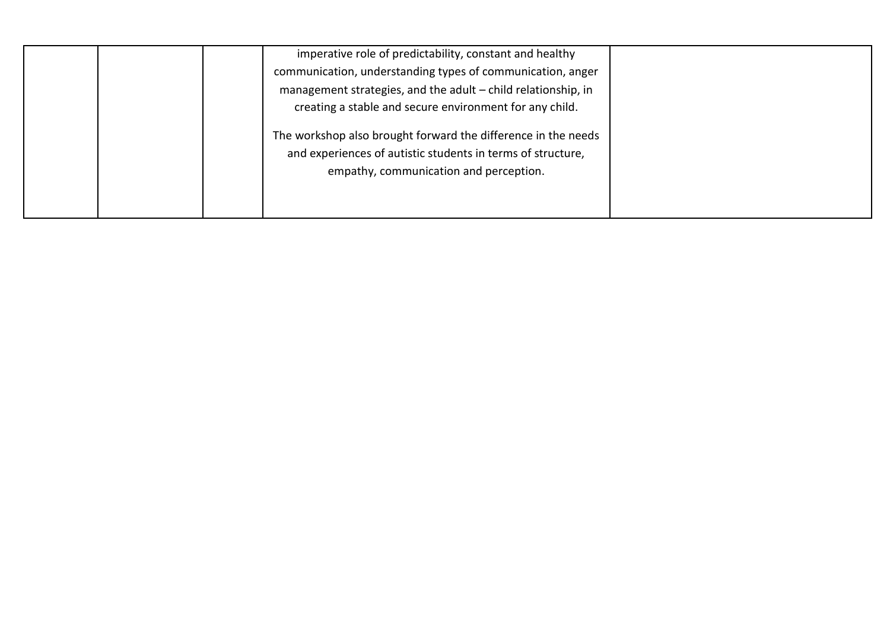| | | | | |
|---|---|---|---|---|
| | | | imperative role of predictability, constant and healthy communication, understanding types of communication, anger management strategies, and the adult – child relationship, in creating a stable and secure environment for any child.<br><br>The workshop also brought forward the difference in the needs and experiences of autistic students in terms of structure, empathy, communication and perception. | |